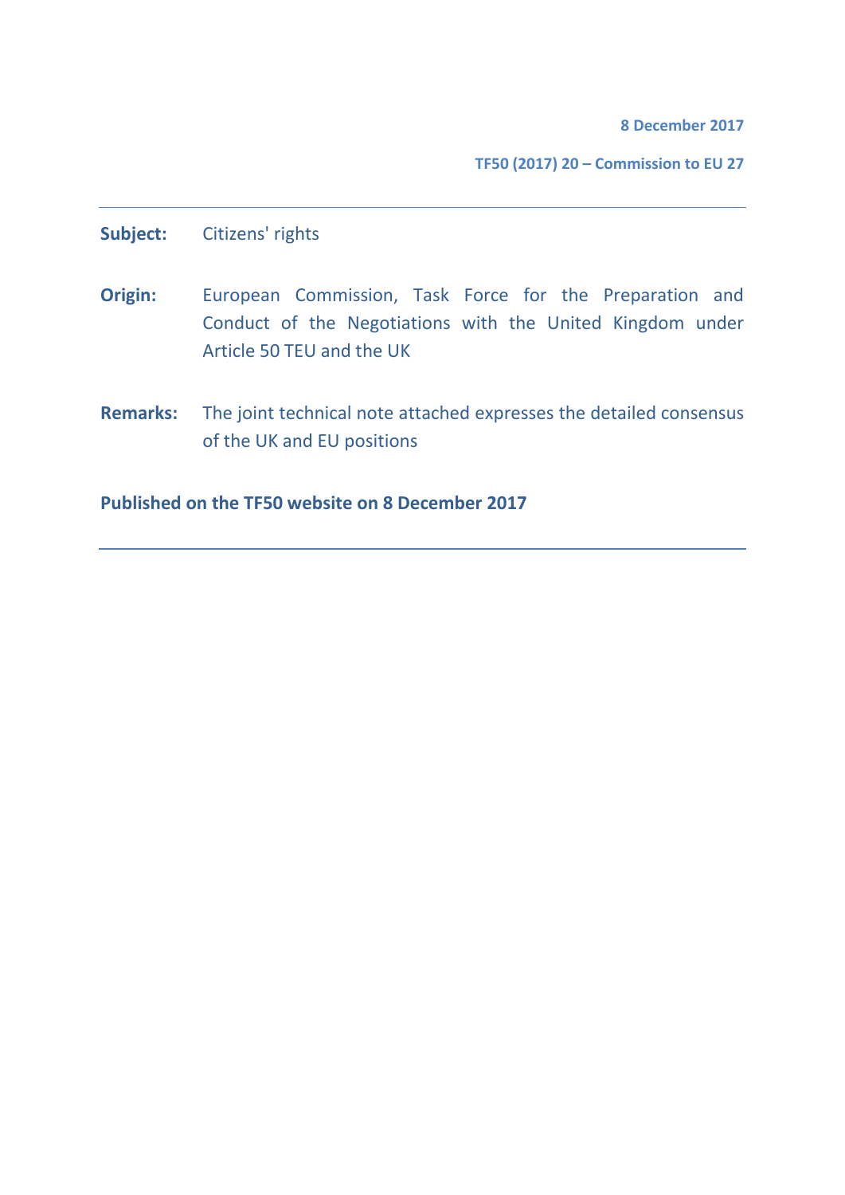**8 December 2017**

**TF50 (2017) 20 – Commission to EU 27**

---

**Subject:** Citizens' rights

**Origin:** European Commission, Task Force for the Preparation and Conduct of the Negotiations with the United Kingdom under Article 50 TEU and the UK

**Remarks:** The joint technical note attached expresses the detailed consensus of the UK and EU positions

**Published on the TF50 website on 8 December 2017**

---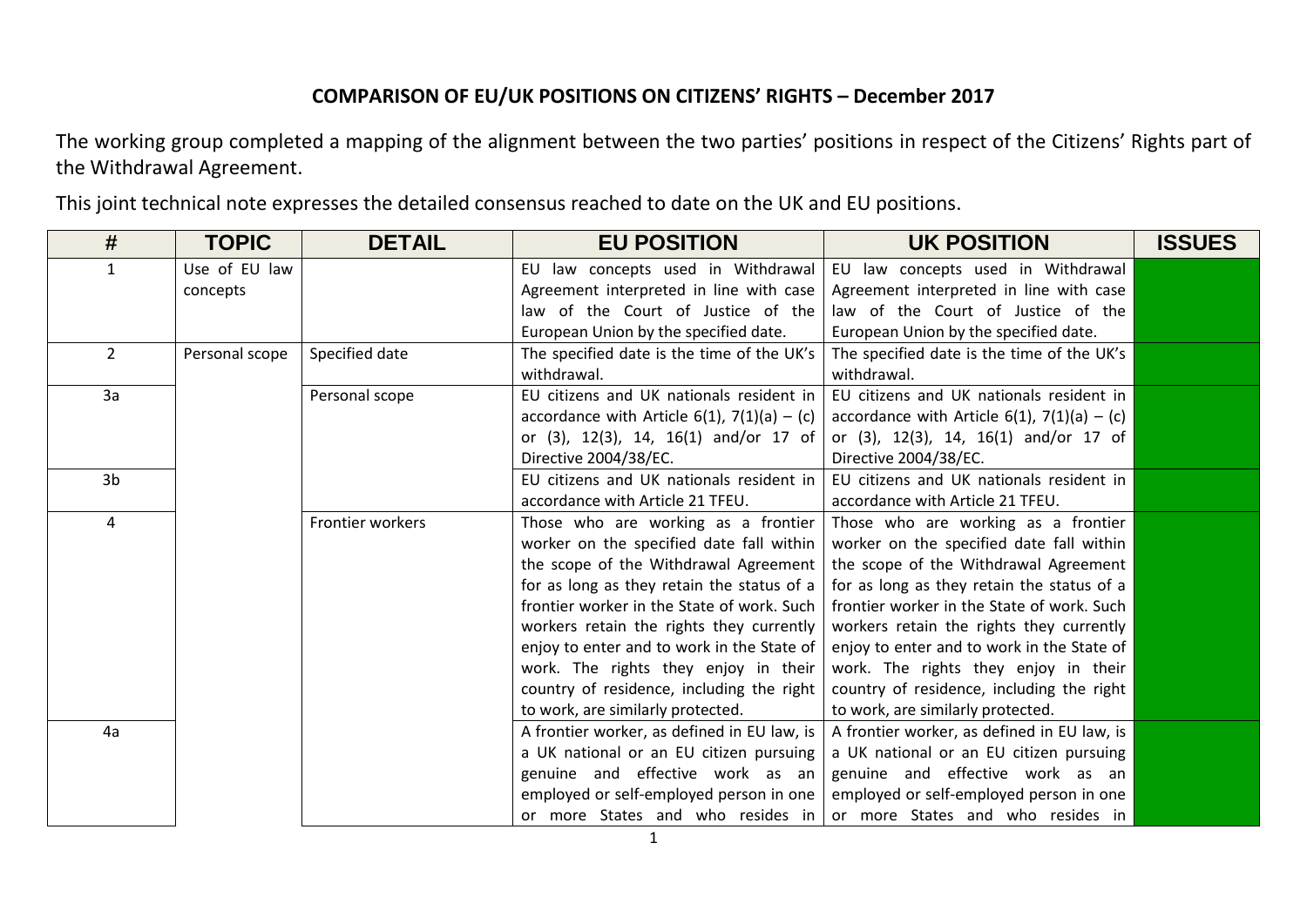# COMPARISON OF EU/UK POSITIONS ON CITIZENS' RIGHTS – December 2017

The working group completed a mapping of the alignment between the two parties' positions in respect of the Citizens' Rights part of the Withdrawal Agreement.

This joint technical note expresses the detailed consensus reached to date on the UK and EU positions.

| # | TOPIC | DETAIL | EU POSITION | UK POSITION | ISSUES |
|---|---|---|---|---|---|
| 1 | Use of EU law concepts | | EU law concepts used in Withdrawal Agreement interpreted in line with case law of the Court of Justice of the European Union by the specified date. | EU law concepts used in Withdrawal Agreement interpreted in line with case law of the Court of Justice of the European Union by the specified date. | |
| 2 | Personal scope | Specified date | The specified date is the time of the UK's withdrawal. | The specified date is the time of the UK's withdrawal. | |
| 3a | | Personal scope | EU citizens and UK nationals resident in accordance with Article 6(1), 7(1)(a) – (c) or (3), 12(3), 14, 16(1) and/or 17 of Directive 2004/38/EC. | EU citizens and UK nationals resident in accordance with Article 6(1), 7(1)(a) – (c) or (3), 12(3), 14, 16(1) and/or 17 of Directive 2004/38/EC. | |
| 3b | | | EU citizens and UK nationals resident in accordance with Article 21 TFEU. | EU citizens and UK nationals resident in accordance with Article 21 TFEU. | |
| 4 | | Frontier workers | Those who are working as a frontier worker on the specified date fall within the scope of the Withdrawal Agreement for as long as they retain the status of a frontier worker in the State of work. Such workers retain the rights they currently enjoy to enter and to work in the State of work. The rights they enjoy in their country of residence, including the right to work, are similarly protected. | Those who are working as a frontier worker on the specified date fall within the scope of the Withdrawal Agreement for as long as they retain the status of a frontier worker in the State of work. Such workers retain the rights they currently enjoy to enter and to work in the State of work. The rights they enjoy in their country of residence, including the right to work, are similarly protected. | |
| 4a | | | A frontier worker, as defined in EU law, is a UK national or an EU citizen pursuing genuine and effective work as an employed or self-employed person in one or more States and who resides in | A frontier worker, as defined in EU law, is a UK national or an EU citizen pursuing genuine and effective work as an employed or self-employed person in one or more States and who resides in | |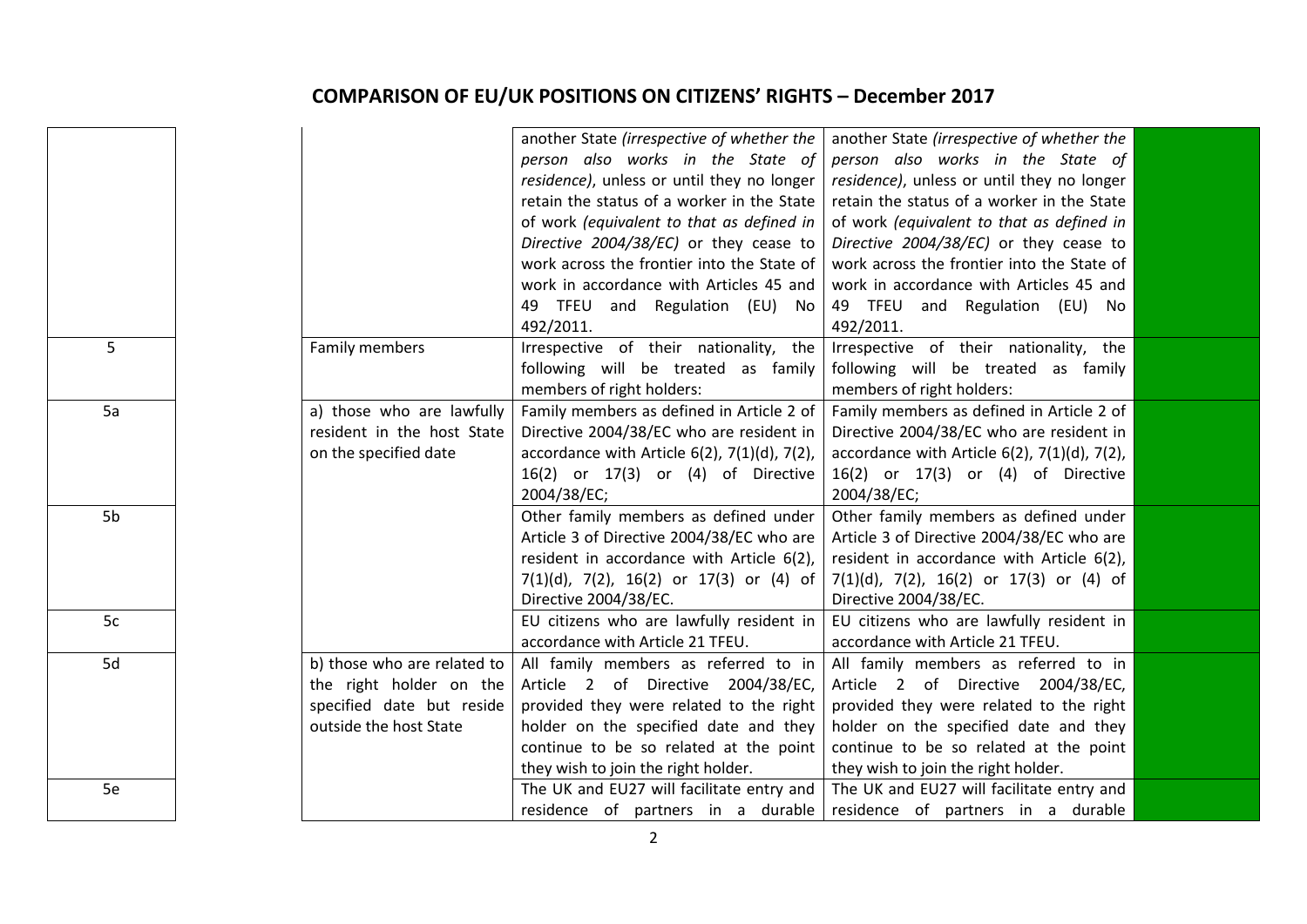# COMPARISON OF EU/UK POSITIONS ON CITIZENS' RIGHTS – December 2017

| | | | | |
|---|---|---|---|---|
| | | another State *(irrespective of whether the person also works in the State of residence)*, unless or until they no longer retain the status of a worker in the State of work *(equivalent to that as defined in Directive 2004/38/EC)* or they cease to work across the frontier into the State of work in accordance with Articles 45 and 49 TFEU and Regulation (EU) No 492/2011. | another State *(irrespective of whether the person also works in the State of residence)*, unless or until they no longer retain the status of a worker in the State of work *(equivalent to that as defined in Directive 2004/38/EC)* or they cease to work across the frontier into the State of work in accordance with Articles 45 and 49 TFEU and Regulation (EU) No 492/2011. | |
| 5 | Family members | Irrespective of their nationality, the following will be treated as family members of right holders: | Irrespective of their nationality, the following will be treated as family members of right holders: | |
| 5a | a) those who are lawfully resident in the host State on the specified date | Family members as defined in Article 2 of Directive 2004/38/EC who are resident in accordance with Article 6(2), 7(1)(d), 7(2), 16(2) or 17(3) or (4) of Directive 2004/38/EC; | Family members as defined in Article 2 of Directive 2004/38/EC who are resident in accordance with Article 6(2), 7(1)(d), 7(2), 16(2) or 17(3) or (4) of Directive 2004/38/EC; | |
| 5b | | Other family members as defined under Article 3 of Directive 2004/38/EC who are resident in accordance with Article 6(2), 7(1)(d), 7(2), 16(2) or 17(3) or (4) of Directive 2004/38/EC. | Other family members as defined under Article 3 of Directive 2004/38/EC who are resident in accordance with Article 6(2), 7(1)(d), 7(2), 16(2) or 17(3) or (4) of Directive 2004/38/EC. | |
| 5c | | EU citizens who are lawfully resident in accordance with Article 21 TFEU. | EU citizens who are lawfully resident in accordance with Article 21 TFEU. | |
| 5d | b) those who are related to the right holder on the specified date but reside outside the host State | All family members as referred to in Article 2 of Directive 2004/38/EC, provided they were related to the right holder on the specified date and they continue to be so related at the point they wish to join the right holder. | All family members as referred to in Article 2 of Directive 2004/38/EC, provided they were related to the right holder on the specified date and they continue to be so related at the point they wish to join the right holder. | |
| 5e | | The UK and EU27 will facilitate entry and residence of partners in a durable | The UK and EU27 will facilitate entry and residence of partners in a durable | |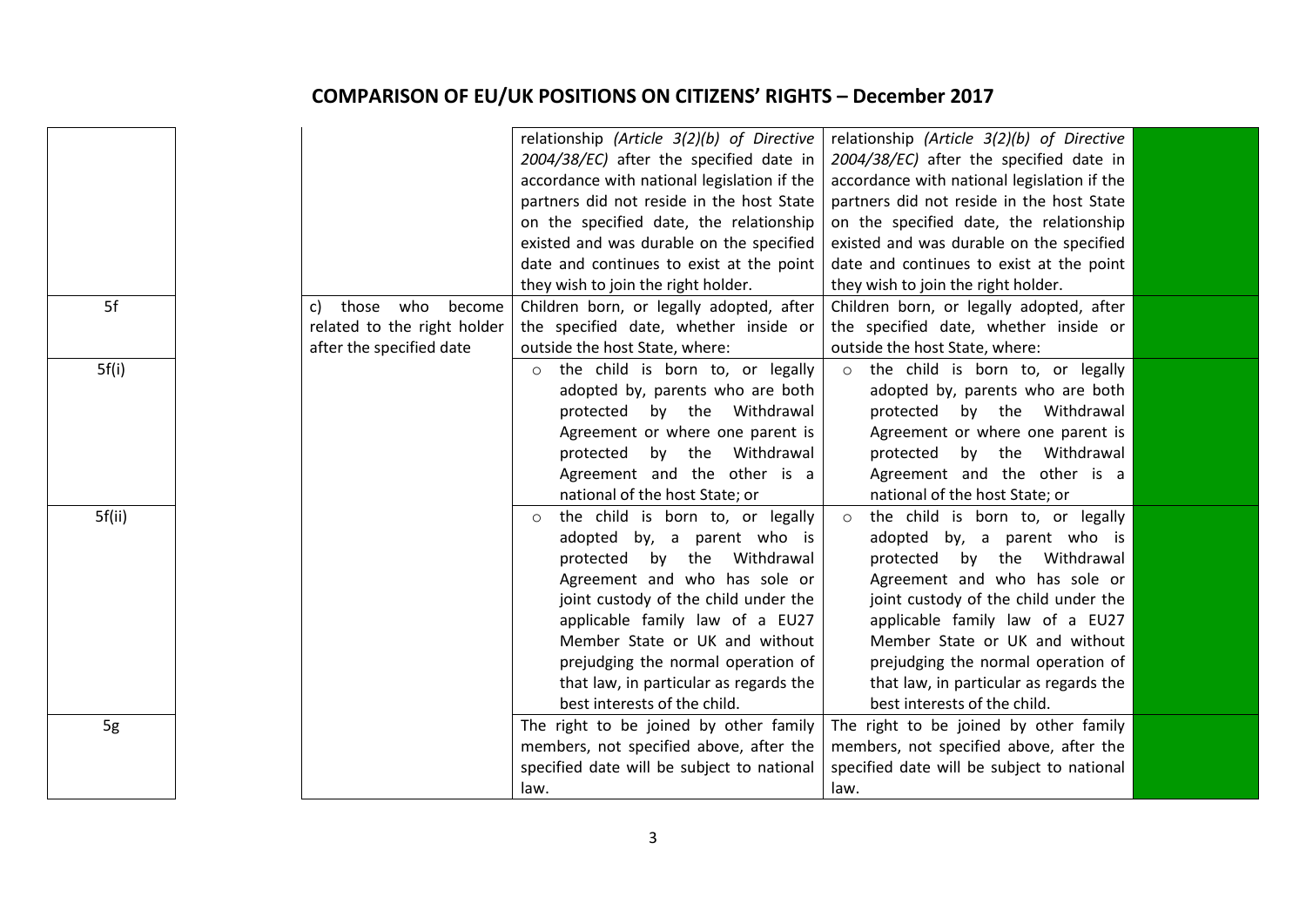# COMPARISON OF EU/UK POSITIONS ON CITIZENS' RIGHTS – December 2017

| | | | | |
|---|---|---|---|---|
| | | relationship *(Article 3(2)(b) of Directive 2004/38/EC)* after the specified date in accordance with national legislation if the partners did not reside in the host State on the specified date, the relationship existed and was durable on the specified date and continues to exist at the point they wish to join the right holder. | relationship *(Article 3(2)(b) of Directive 2004/38/EC)* after the specified date in accordance with national legislation if the partners did not reside in the host State on the specified date, the relationship existed and was durable on the specified date and continues to exist at the point they wish to join the right holder. | |
| 5f | c) those who become related to the right holder after the specified date | Children born, or legally adopted, after the specified date, whether inside or outside the host State, where: | Children born, or legally adopted, after the specified date, whether inside or outside the host State, where: | |
| 5f(i) | | ○ the child is born to, or legally adopted by, parents who are both protected by the Withdrawal Agreement or where one parent is protected by the Withdrawal Agreement and the other is a national of the host State; or | ○ the child is born to, or legally adopted by, parents who are both protected by the Withdrawal Agreement or where one parent is protected by the Withdrawal Agreement and the other is a national of the host State; or | |
| 5f(ii) | | ○ the child is born to, or legally adopted by, a parent who is protected by the Withdrawal Agreement and who has sole or joint custody of the child under the applicable family law of a EU27 Member State or UK and without prejudging the normal operation of that law, in particular as regards the best interests of the child. | ○ the child is born to, or legally adopted by, a parent who is protected by the Withdrawal Agreement and who has sole or joint custody of the child under the applicable family law of a EU27 Member State or UK and without prejudging the normal operation of that law, in particular as regards the best interests of the child. | |
| 5g | | The right to be joined by other family members, not specified above, after the specified date will be subject to national law. | The right to be joined by other family members, not specified above, after the specified date will be subject to national law. | |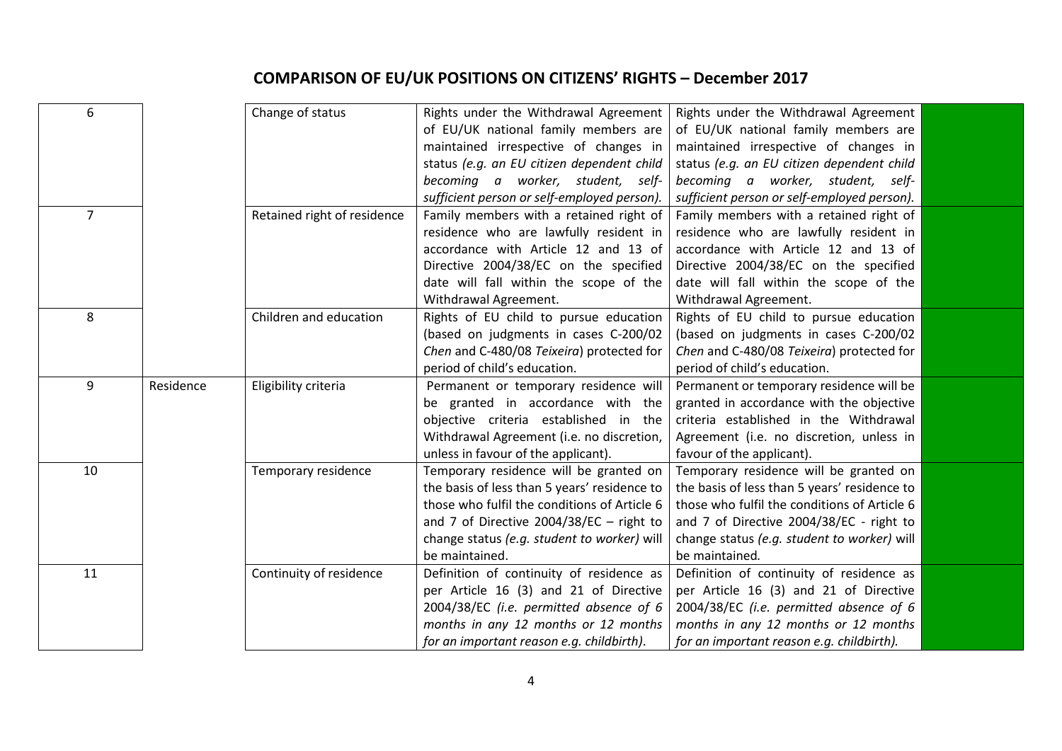# COMPARISON OF EU/UK POSITIONS ON CITIZENS' RIGHTS – December 2017

| | | | | | |
|---|---|---|---|---|---|
| 6 | | Change of status | Rights under the Withdrawal Agreement of EU/UK national family members are maintained irrespective of changes in status *(e.g. an EU citizen dependent child becoming a worker, student, self-sufficient person or self-employed person).* | Rights under the Withdrawal Agreement of EU/UK national family members are maintained irrespective of changes in status *(e.g. an EU citizen dependent child becoming a worker, student, self-sufficient person or self-employed person).* | |
| 7 | | Retained right of residence | Family members with a retained right of residence who are lawfully resident in accordance with Article 12 and 13 of Directive 2004/38/EC on the specified date will fall within the scope of the Withdrawal Agreement. | Family members with a retained right of residence who are lawfully resident in accordance with Article 12 and 13 of Directive 2004/38/EC on the specified date will fall within the scope of the Withdrawal Agreement. | |
| 8 | | Children and education | Rights of EU child to pursue education (based on judgments in cases C-200/02 *Chen* and C-480/08 *Teixeira*) protected for period of child's education. | Rights of EU child to pursue education (based on judgments in cases C-200/02 *Chen* and C-480/08 *Teixeira*) protected for period of child's education. | |
| 9 | Residence | Eligibility criteria | Permanent or temporary residence will be granted in accordance with the objective criteria established in the Withdrawal Agreement (i.e. no discretion, unless in favour of the applicant). | Permanent or temporary residence will be granted in accordance with the objective criteria established in the Withdrawal Agreement (i.e. no discretion, unless in favour of the applicant). | |
| 10 | | Temporary residence | Temporary residence will be granted on the basis of less than 5 years' residence to those who fulfil the conditions of Article 6 and 7 of Directive 2004/38/EC – right to change status *(e.g. student to worker)* will be maintained. | Temporary residence will be granted on the basis of less than 5 years' residence to those who fulfil the conditions of Article 6 and 7 of Directive 2004/38/EC - right to change status *(e.g. student to worker)* will be maintained. | |
| 11 | | Continuity of residence | Definition of continuity of residence as per Article 16 (3) and 21 of Directive 2004/38/EC *(i.e. permitted absence of 6 months in any 12 months or 12 months for an important reason e.g. childbirth).* | Definition of continuity of residence as per Article 16 (3) and 21 of Directive 2004/38/EC *(i.e. permitted absence of 6 months in any 12 months or 12 months for an important reason e.g. childbirth).* | |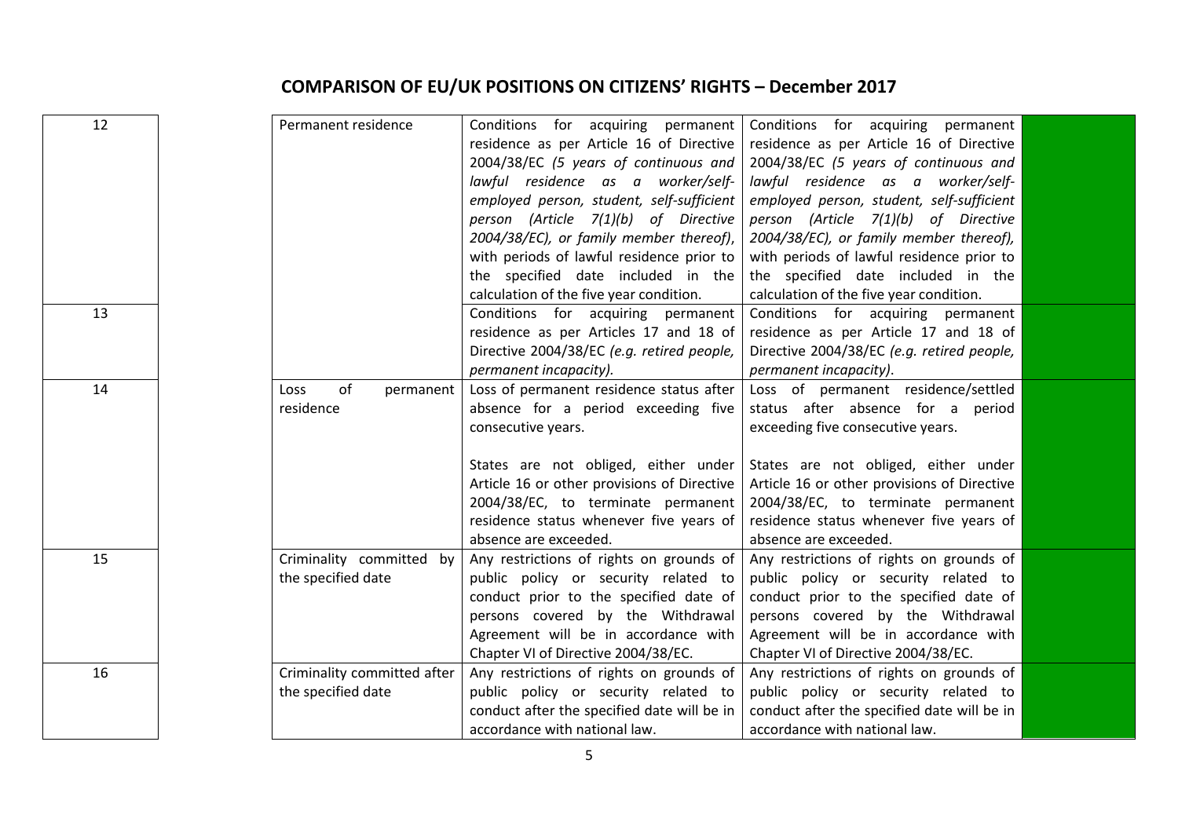# COMPARISON OF EU/UK POSITIONS ON CITIZENS' RIGHTS – December 2017

| | | | | |
|---|---|---|---|---|
| 12 | Permanent residence | Conditions for acquiring permanent residence as per Article 16 of Directive 2004/38/EC *(5 years of continuous and lawful residence as a worker/self-employed person, student, self-sufficient person (Article 7(1)(b) of Directive 2004/38/EC), or family member thereof)*, with periods of lawful residence prior to the specified date included in the calculation of the five year condition. | Conditions for acquiring permanent residence as per Article 16 of Directive 2004/38/EC *(5 years of continuous and lawful residence as a worker/self-employed person, student, self-sufficient person (Article 7(1)(b) of Directive 2004/38/EC), or family member thereof)*, with periods of lawful residence prior to the specified date included in the calculation of the five year condition. | |
| 13 | | Conditions for acquiring permanent residence as per Articles 17 and 18 of Directive 2004/38/EC *(e.g. retired people, permanent incapacity)*. | Conditions for acquiring permanent residence as per Article 17 and 18 of Directive 2004/38/EC *(e.g. retired people, permanent incapacity)*. | |
| 14 | Loss of permanent residence | Loss of permanent residence status after absence for a period exceeding five consecutive years.<br><br>States are not obliged, either under Article 16 or other provisions of Directive 2004/38/EC, to terminate permanent residence status whenever five years of absence are exceeded. | Loss of permanent residence/settled status after absence for a period exceeding five consecutive years.<br><br>States are not obliged, either under Article 16 or other provisions of Directive 2004/38/EC, to terminate permanent residence status whenever five years of absence are exceeded. | |
| 15 | Criminality committed by the specified date | Any restrictions of rights on grounds of public policy or security related to conduct prior to the specified date of persons covered by the Withdrawal Agreement will be in accordance with Chapter VI of Directive 2004/38/EC. | Any restrictions of rights on grounds of public policy or security related to conduct prior to the specified date of persons covered by the Withdrawal Agreement will be in accordance with Chapter VI of Directive 2004/38/EC. | |
| 16 | Criminality committed after the specified date | Any restrictions of rights on grounds of public policy or security related to conduct after the specified date will be in accordance with national law. | Any restrictions of rights on grounds of public policy or security related to conduct after the specified date will be in accordance with national law. | |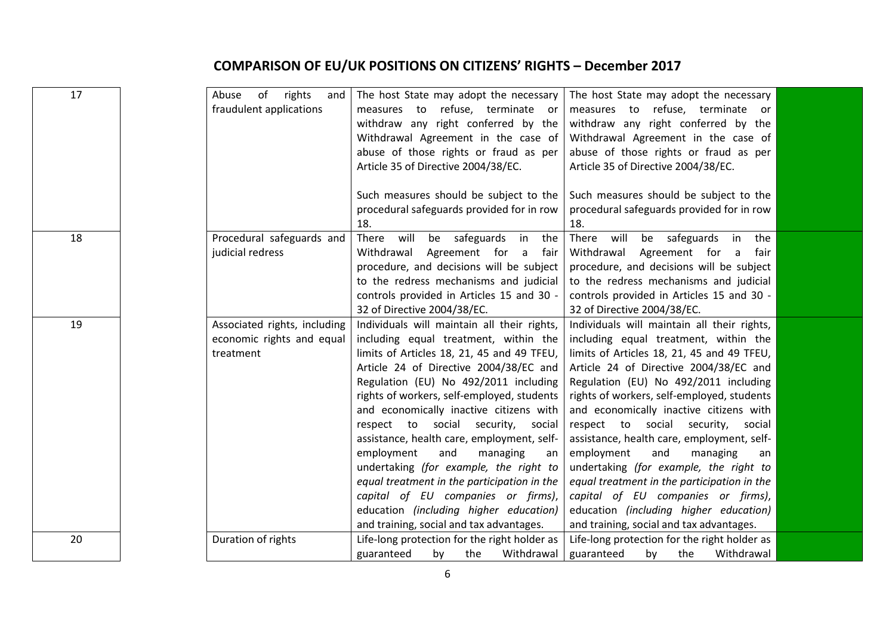# COMPARISON OF EU/UK POSITIONS ON CITIZENS' RIGHTS – December 2017

| | | | | |
|---|---|---|---|---|
| 17 | Abuse of rights and fraudulent applications | The host State may adopt the necessary measures to refuse, terminate or withdraw any right conferred by the Withdrawal Agreement in the case of abuse of those rights or fraud as per Article 35 of Directive 2004/38/EC.<br><br>Such measures should be subject to the procedural safeguards provided for in row 18. | The host State may adopt the necessary measures to refuse, terminate or withdraw any right conferred by the Withdrawal Agreement in the case of abuse of those rights or fraud as per Article 35 of Directive 2004/38/EC.<br><br>Such measures should be subject to the procedural safeguards provided for in row 18. | |
| 18 | Procedural safeguards and judicial redress | There will be safeguards in the Withdrawal Agreement for a fair procedure, and decisions will be subject to the redress mechanisms and judicial controls provided in Articles 15 and 30 - 32 of Directive 2004/38/EC. | There will be safeguards in the Withdrawal Agreement for a fair procedure, and decisions will be subject to the redress mechanisms and judicial controls provided in Articles 15 and 30 - 32 of Directive 2004/38/EC. | |
| 19 | Associated rights, including economic rights and equal treatment | Individuals will maintain all their rights, including equal treatment, within the limits of Articles 18, 21, 45 and 49 TFEU, Article 24 of Directive 2004/38/EC and Regulation (EU) No 492/2011 including rights of workers, self-employed, students and economically inactive citizens with respect to social security, social assistance, health care, employment, self-employment and managing an undertaking *(for example, the right to equal treatment in the participation in the capital of EU companies or firms)*, education *(including higher education)* and training, social and tax advantages. | Individuals will maintain all their rights, including equal treatment, within the limits of Articles 18, 21, 45 and 49 TFEU, Article 24 of Directive 2004/38/EC and Regulation (EU) No 492/2011 including rights of workers, self-employed, students and economically inactive citizens with respect to social security, social assistance, health care, employment, self-employment and managing an undertaking *(for example, the right to equal treatment in the participation in the capital of EU companies or firms)*, education *(including higher education)* and training, social and tax advantages. | |
| 20 | Duration of rights | Life-long protection for the right holder as guaranteed by the Withdrawal | Life-long protection for the right holder as guaranteed by the Withdrawal | |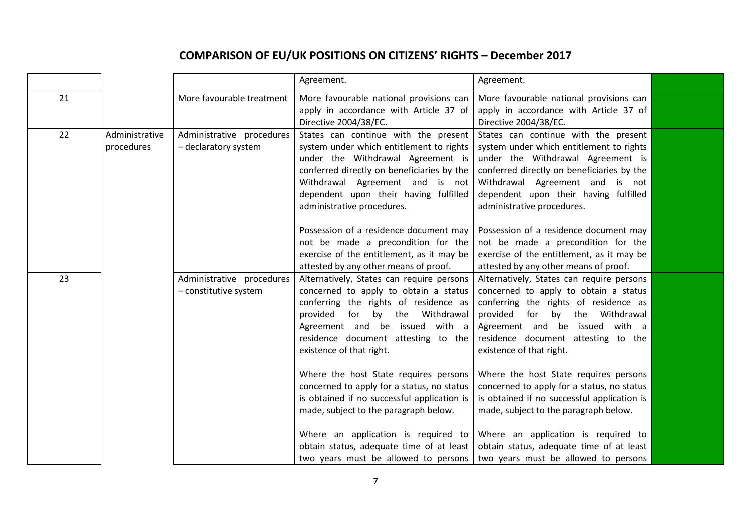# COMPARISON OF EU/UK POSITIONS ON CITIZENS' RIGHTS – December 2017

| | | | | | |
|---|---|---|---|---|---|
| | | | Agreement. | Agreement. | |
| 21 | | More favourable treatment | More favourable national provisions can apply in accordance with Article 37 of Directive 2004/38/EC. | More favourable national provisions can apply in accordance with Article 37 of Directive 2004/38/EC. | |
| 22 | Administrative procedures | Administrative procedures – declaratory system | States can continue with the present system under which entitlement to rights under the Withdrawal Agreement is conferred directly on beneficiaries by the Withdrawal Agreement and is not dependent upon their having fulfilled administrative procedures.<br><br>Possession of a residence document may not be made a precondition for the exercise of the entitlement, as it may be attested by any other means of proof. | States can continue with the present system under which entitlement to rights under the Withdrawal Agreement is conferred directly on beneficiaries by the Withdrawal Agreement and is not dependent upon their having fulfilled administrative procedures.<br><br>Possession of a residence document may not be made a precondition for the exercise of the entitlement, as it may be attested by any other means of proof. | |
| 23 | | Administrative procedures – constitutive system | Alternatively, States can require persons concerned to apply to obtain a status conferring the rights of residence as provided for by the Withdrawal Agreement and be issued with a residence document attesting to the existence of that right.<br><br>Where the host State requires persons concerned to apply for a status, no status is obtained if no successful application is made, subject to the paragraph below.<br><br>Where an application is required to obtain status, adequate time of at least two years must be allowed to persons | Alternatively, States can require persons concerned to apply to obtain a status conferring the rights of residence as provided for by the Withdrawal Agreement and be issued with a residence document attesting to the existence of that right.<br><br>Where the host State requires persons concerned to apply for a status, no status is obtained if no successful application is made, subject to the paragraph below.<br><br>Where an application is required to obtain status, adequate time of at least two years must be allowed to persons | |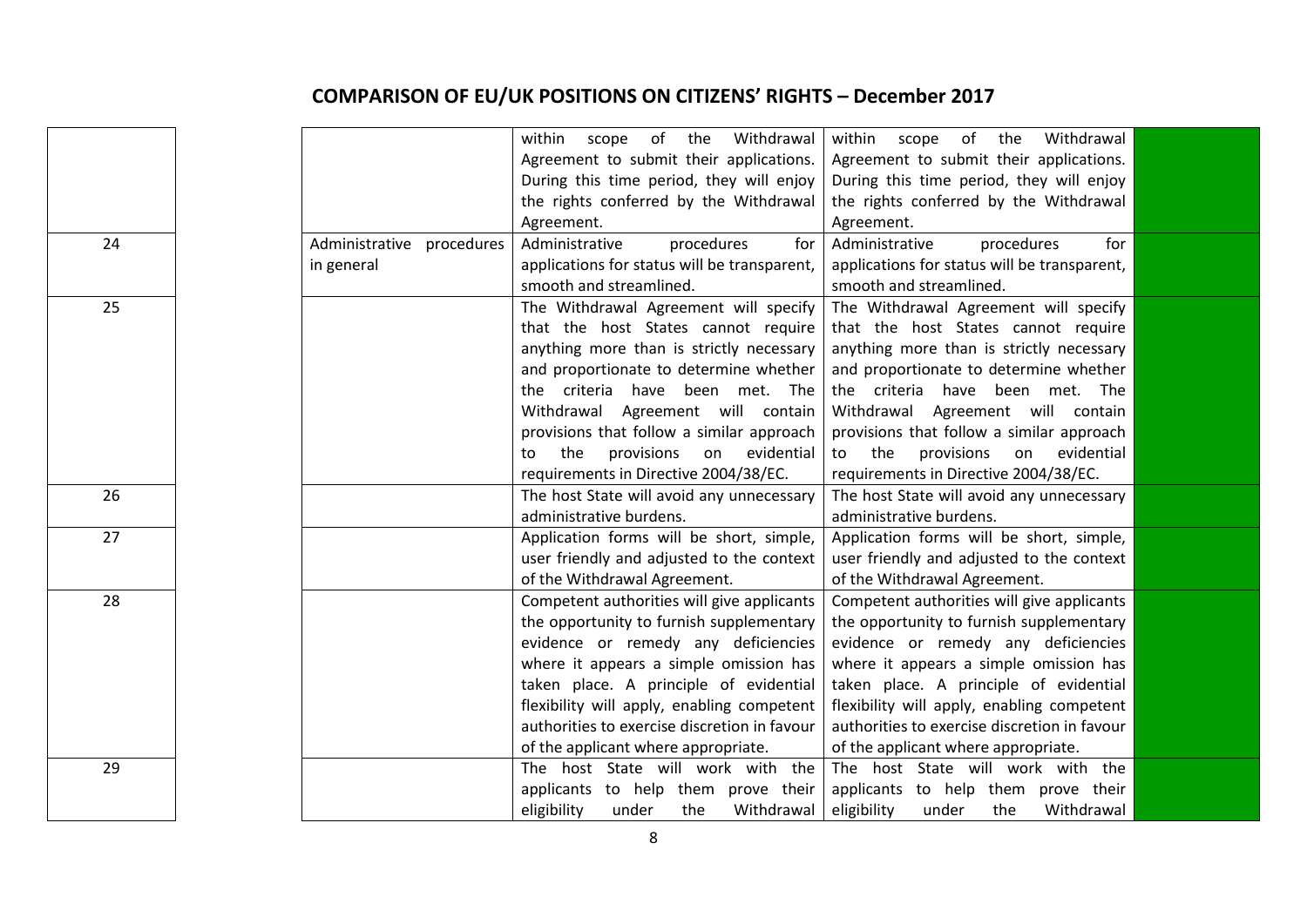# COMPARISON OF EU/UK POSITIONS ON CITIZENS' RIGHTS – December 2017

| | | | | |
|---|---|---|---|---|
| | | within scope of the Withdrawal Agreement to submit their applications. During this time period, they will enjoy the rights conferred by the Withdrawal Agreement. | within scope of the Withdrawal Agreement to submit their applications. During this time period, they will enjoy the rights conferred by the Withdrawal Agreement. | |
| 24 | Administrative procedures in general | Administrative procedures for applications for status will be transparent, smooth and streamlined. | Administrative procedures for applications for status will be transparent, smooth and streamlined. | |
| 25 | | The Withdrawal Agreement will specify that the host States cannot require anything more than is strictly necessary and proportionate to determine whether the criteria have been met. The Withdrawal Agreement will contain provisions that follow a similar approach to the provisions on evidential requirements in Directive 2004/38/EC. | The Withdrawal Agreement will specify that the host States cannot require anything more than is strictly necessary and proportionate to determine whether the criteria have been met. The Withdrawal Agreement will contain provisions that follow a similar approach to the provisions on evidential requirements in Directive 2004/38/EC. | |
| 26 | | The host State will avoid any unnecessary administrative burdens. | The host State will avoid any unnecessary administrative burdens. | |
| 27 | | Application forms will be short, simple, user friendly and adjusted to the context of the Withdrawal Agreement. | Application forms will be short, simple, user friendly and adjusted to the context of the Withdrawal Agreement. | |
| 28 | | Competent authorities will give applicants the opportunity to furnish supplementary evidence or remedy any deficiencies where it appears a simple omission has taken place. A principle of evidential flexibility will apply, enabling competent authorities to exercise discretion in favour of the applicant where appropriate. | Competent authorities will give applicants the opportunity to furnish supplementary evidence or remedy any deficiencies where it appears a simple omission has taken place. A principle of evidential flexibility will apply, enabling competent authorities to exercise discretion in favour of the applicant where appropriate. | |
| 29 | | The host State will work with the applicants to help them prove their eligibility under the Withdrawal | The host State will work with the applicants to help them prove their eligibility under the Withdrawal | |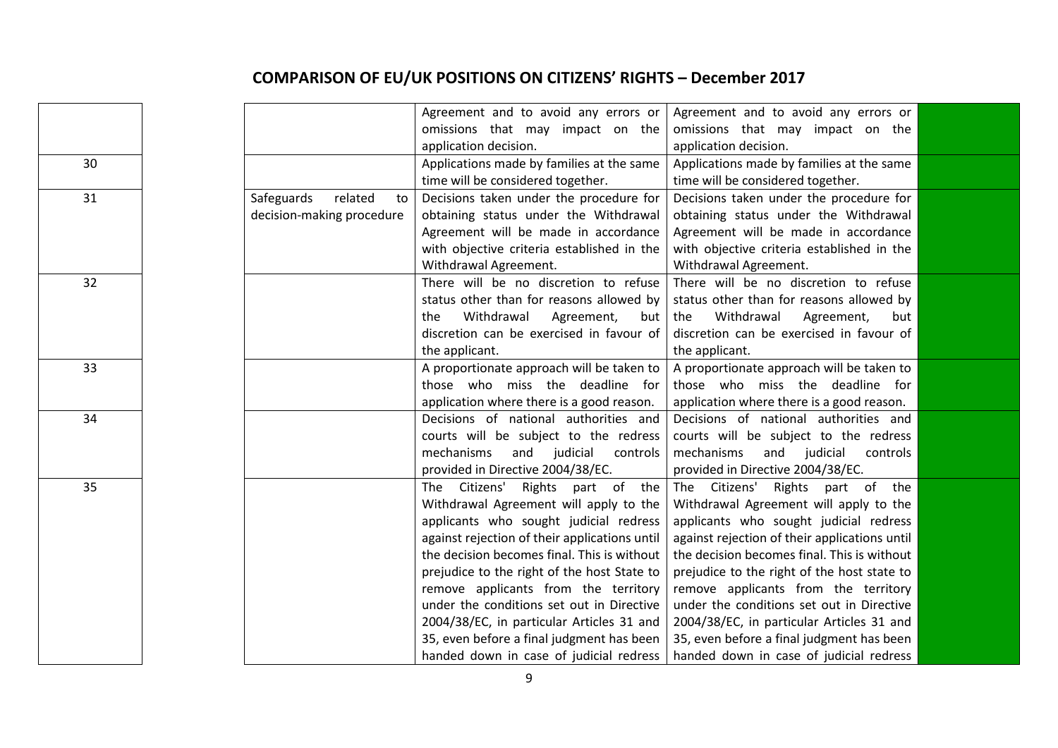# COMPARISON OF EU/UK POSITIONS ON CITIZENS' RIGHTS – December 2017

| | | | | |
|---|---|---|---|---|
| | | Agreement and to avoid any errors or omissions that may impact on the application decision. | Agreement and to avoid any errors or omissions that may impact on the application decision. | |
| 30 | | Applications made by families at the same time will be considered together. | Applications made by families at the same time will be considered together. | |
| 31 | Safeguards related to decision-making procedure | Decisions taken under the procedure for obtaining status under the Withdrawal Agreement will be made in accordance with objective criteria established in the Withdrawal Agreement. | Decisions taken under the procedure for obtaining status under the Withdrawal Agreement will be made in accordance with objective criteria established in the Withdrawal Agreement. | |
| 32 | | There will be no discretion to refuse status other than for reasons allowed by the Withdrawal Agreement, but discretion can be exercised in favour of the applicant. | There will be no discretion to refuse status other than for reasons allowed by the Withdrawal Agreement, but discretion can be exercised in favour of the applicant. | |
| 33 | | A proportionate approach will be taken to those who miss the deadline for application where there is a good reason. | A proportionate approach will be taken to those who miss the deadline for application where there is a good reason. | |
| 34 | | Decisions of national authorities and courts will be subject to the redress mechanisms and judicial controls provided in Directive 2004/38/EC. | Decisions of national authorities and courts will be subject to the redress mechanisms and judicial controls provided in Directive 2004/38/EC. | |
| 35 | | The Citizens' Rights part of the Withdrawal Agreement will apply to the applicants who sought judicial redress against rejection of their applications until the decision becomes final. This is without prejudice to the right of the host State to remove applicants from the territory under the conditions set out in Directive 2004/38/EC, in particular Articles 31 and 35, even before a final judgment has been handed down in case of judicial redress | The Citizens' Rights part of the Withdrawal Agreement will apply to the applicants who sought judicial redress against rejection of their applications until the decision becomes final. This is without prejudice to the right of the host state to remove applicants from the territory under the conditions set out in Directive 2004/38/EC, in particular Articles 31 and 35, even before a final judgment has been handed down in case of judicial redress | |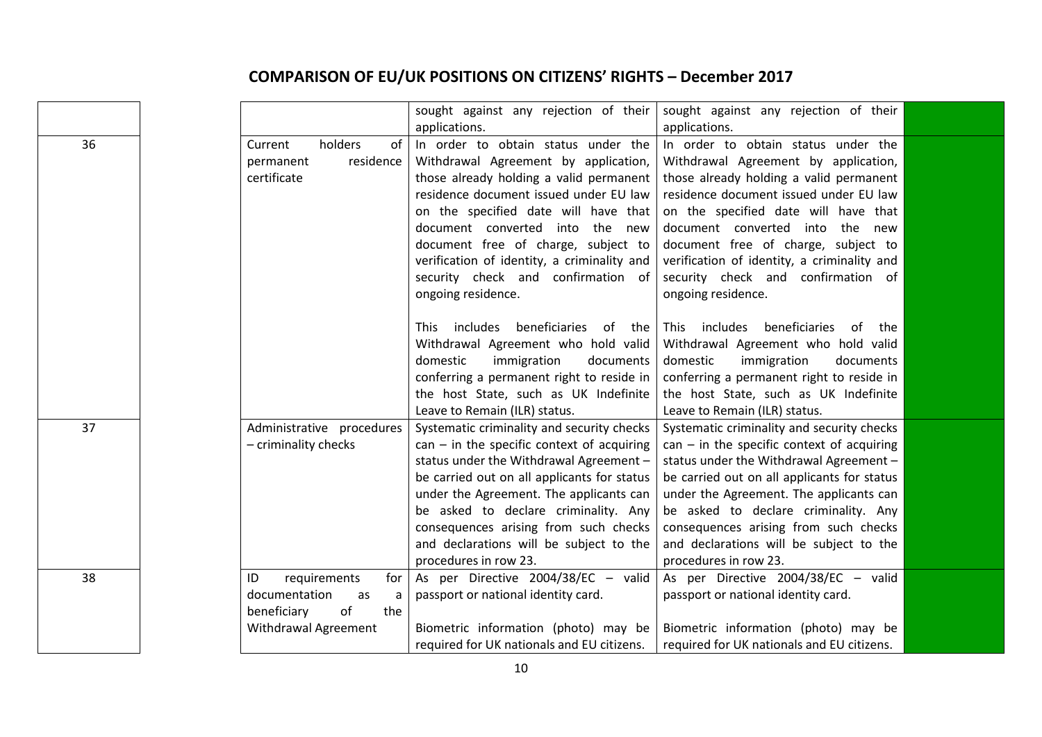# COMPARISON OF EU/UK POSITIONS ON CITIZENS' RIGHTS – December 2017

| | | | | |
|---|---|---|---|---|
| | | sought against any rejection of their applications. | sought against any rejection of their applications. | |
| 36 | Current holders of permanent residence certificate | In order to obtain status under the Withdrawal Agreement by application, those already holding a valid permanent residence document issued under EU law on the specified date will have that document converted into the new document free of charge, subject to verification of identity, a criminality and security check and confirmation of ongoing residence.<br><br>This includes beneficiaries of the Withdrawal Agreement who hold valid domestic immigration documents conferring a permanent right to reside in the host State, such as UK Indefinite Leave to Remain (ILR) status. | In order to obtain status under the Withdrawal Agreement by application, those already holding a valid permanent residence document issued under EU law on the specified date will have that document converted into the new document free of charge, subject to verification of identity, a criminality and security check and confirmation of ongoing residence.<br><br>This includes beneficiaries of the Withdrawal Agreement who hold valid domestic immigration documents conferring a permanent right to reside in the host State, such as UK Indefinite Leave to Remain (ILR) status. | |
| 37 | Administrative procedures – criminality checks | Systematic criminality and security checks can – in the specific context of acquiring status under the Withdrawal Agreement – be carried out on all applicants for status under the Agreement. The applicants can be asked to declare criminality. Any consequences arising from such checks and declarations will be subject to the procedures in row 23. | Systematic criminality and security checks can – in the specific context of acquiring status under the Withdrawal Agreement – be carried out on all applicants for status under the Agreement. The applicants can be asked to declare criminality. Any consequences arising from such checks and declarations will be subject to the procedures in row 23. | |
| 38 | ID requirements for documentation as a beneficiary of the Withdrawal Agreement | As per Directive 2004/38/EC – valid passport or national identity card.<br><br>Biometric information (photo) may be required for UK nationals and EU citizens. | As per Directive 2004/38/EC – valid passport or national identity card.<br><br>Biometric information (photo) may be required for UK nationals and EU citizens. | |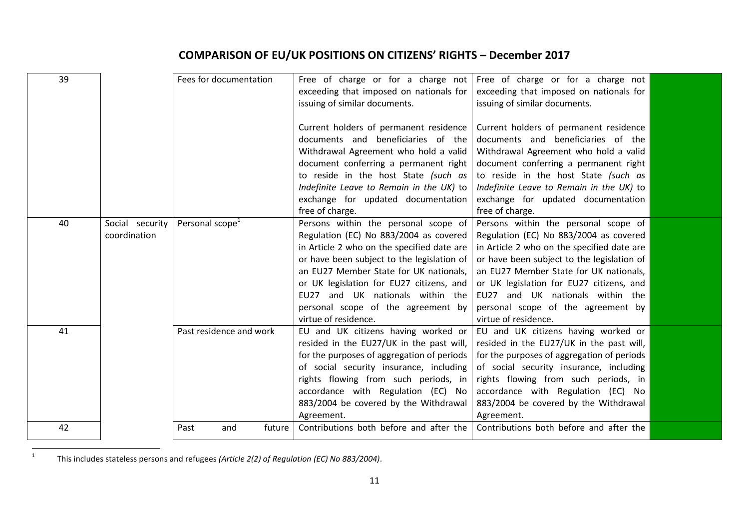# COMPARISON OF EU/UK POSITIONS ON CITIZENS' RIGHTS – December 2017

| | | | | | |
|---|---|---|---|---|---|
| 39 | | Fees for documentation | Free of charge or for a charge not exceeding that imposed on nationals for issuing of similar documents.<br><br>Current holders of permanent residence documents and beneficiaries of the Withdrawal Agreement who hold a valid document conferring a permanent right to reside in the host State *(such as Indefinite Leave to Remain in the UK)* to exchange for updated documentation free of charge. | Free of charge or for a charge not exceeding that imposed on nationals for issuing of similar documents.<br><br>Current holders of permanent residence documents and beneficiaries of the Withdrawal Agreement who hold a valid document conferring a permanent right to reside in the host State *(such as Indefinite Leave to Remain in the UK)* to exchange for updated documentation free of charge. | |
| 40 | Social security coordination | Personal scope[1] | Persons within the personal scope of Regulation (EC) No 883/2004 as covered in Article 2 who on the specified date are or have been subject to the legislation of an EU27 Member State for UK nationals, or UK legislation for EU27 citizens, and EU27 and UK nationals within the personal scope of the agreement by virtue of residence. | Persons within the personal scope of Regulation (EC) No 883/2004 as covered in Article 2 who on the specified date are or have been subject to the legislation of an EU27 Member State for UK nationals, or UK legislation for EU27 citizens, and EU27 and UK nationals within the personal scope of the agreement by virtue of residence. | |
| 41 | | Past residence and work | EU and UK citizens having worked or resided in the EU27/UK in the past will, for the purposes of aggregation of periods of social security insurance, including rights flowing from such periods, in accordance with Regulation (EC) No 883/2004 be covered by the Withdrawal Agreement. | EU and UK citizens having worked or resided in the EU27/UK in the past will, for the purposes of aggregation of periods of social security insurance, including rights flowing from such periods, in accordance with Regulation (EC) No 883/2004 be covered by the Withdrawal Agreement. | |
| 42 | | Past and future | Contributions both before and after the | Contributions both before and after the | |

[1] This includes stateless persons and refugees *(Article 2(2) of Regulation (EC) No 883/2004)*.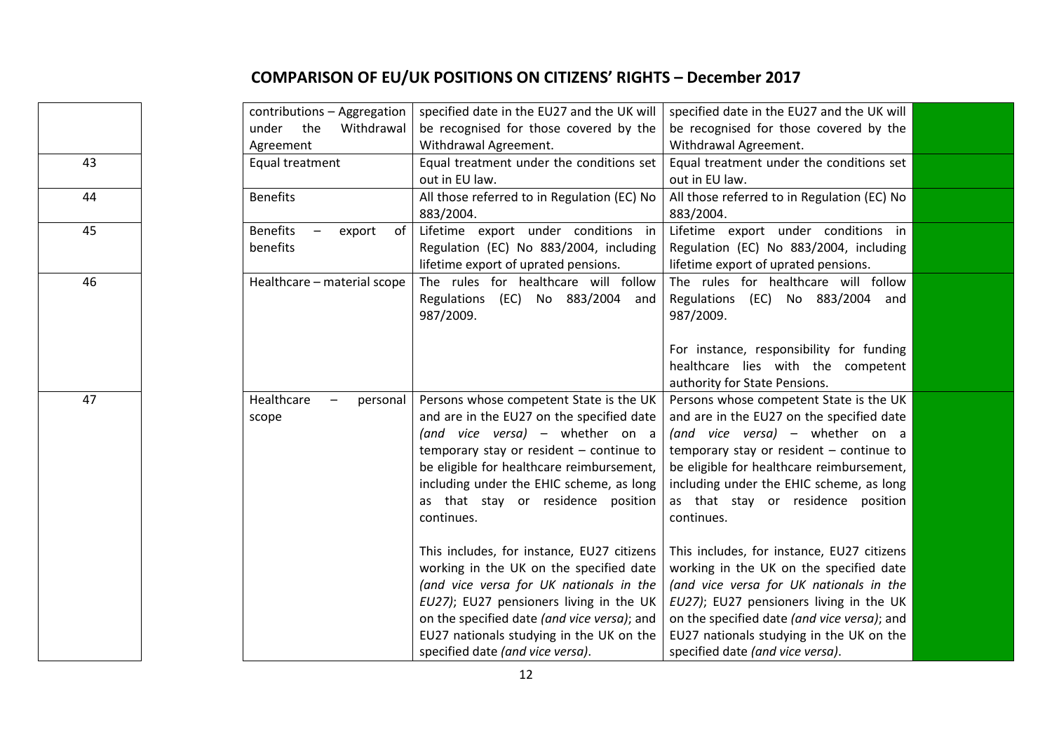# COMPARISON OF EU/UK POSITIONS ON CITIZENS' RIGHTS – December 2017

| | | | | |
|---|---|---|---|---|
| | contributions – Aggregation under the Withdrawal Agreement | specified date in the EU27 and the UK will be recognised for those covered by the Withdrawal Agreement. | specified date in the EU27 and the UK will be recognised for those covered by the Withdrawal Agreement. | |
| 43 | Equal treatment | Equal treatment under the conditions set out in EU law. | Equal treatment under the conditions set out in EU law. | |
| 44 | Benefits | All those referred to in Regulation (EC) No 883/2004. | All those referred to in Regulation (EC) No 883/2004. | |
| 45 | Benefits – export of benefits | Lifetime export under conditions in Regulation (EC) No 883/2004, including lifetime export of uprated pensions. | Lifetime export under conditions in Regulation (EC) No 883/2004, including lifetime export of uprated pensions. | |
| 46 | Healthcare – material scope | The rules for healthcare will follow Regulations (EC) No 883/2004 and 987/2009. | The rules for healthcare will follow Regulations (EC) No 883/2004 and 987/2009.<br><br>For instance, responsibility for funding healthcare lies with the competent authority for State Pensions. | |
| 47 | Healthcare – personal scope | Persons whose competent State is the UK and are in the EU27 on the specified date *(and vice versa)* – whether on a temporary stay or resident – continue to be eligible for healthcare reimbursement, including under the EHIC scheme, as long as that stay or residence position continues.<br><br>This includes, for instance, EU27 citizens working in the UK on the specified date *(and vice versa for UK nationals in the EU27)*; EU27 pensioners living in the UK on the specified date *(and vice versa)*; and EU27 nationals studying in the UK on the specified date *(and vice versa)*. | Persons whose competent State is the UK and are in the EU27 on the specified date *(and vice versa)* – whether on a temporary stay or resident – continue to be eligible for healthcare reimbursement, including under the EHIC scheme, as long as that stay or residence position continues.<br><br>This includes, for instance, EU27 citizens working in the UK on the specified date *(and vice versa for UK nationals in the EU27)*; EU27 pensioners living in the UK on the specified date *(and vice versa)*; and EU27 nationals studying in the UK on the specified date *(and vice versa)*. | |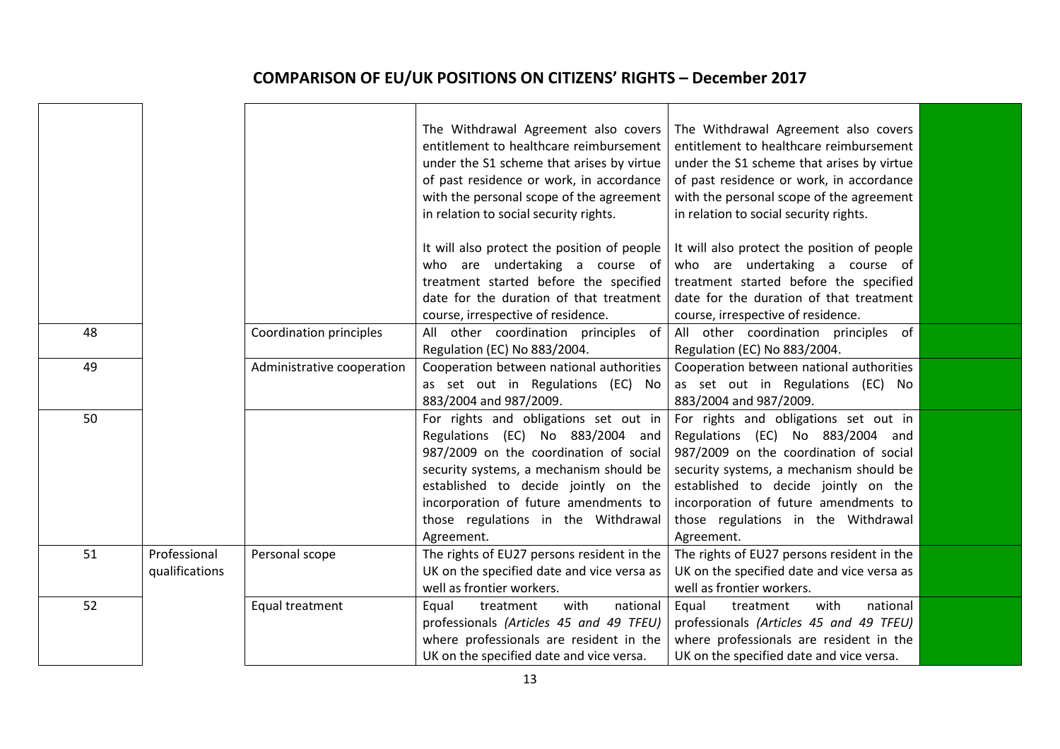# COMPARISON OF EU/UK POSITIONS ON CITIZENS' RIGHTS – December 2017

| | | | | | |
|---|---|---|---|---|---|
| | | | The Withdrawal Agreement also covers entitlement to healthcare reimbursement under the S1 scheme that arises by virtue of past residence or work, in accordance with the personal scope of the agreement in relation to social security rights.<br><br>It will also protect the position of people who are undertaking a course of treatment started before the specified date for the duration of that treatment course, irrespective of residence. | The Withdrawal Agreement also covers entitlement to healthcare reimbursement under the S1 scheme that arises by virtue of past residence or work, in accordance with the personal scope of the agreement in relation to social security rights.<br><br>It will also protect the position of people who are undertaking a course of treatment started before the specified date for the duration of that treatment course, irrespective of residence. | |
| 48 | | Coordination principles | All other coordination principles of Regulation (EC) No 883/2004. | All other coordination principles of Regulation (EC) No 883/2004. | |
| 49 | | Administrative cooperation | Cooperation between national authorities as set out in Regulations (EC) No 883/2004 and 987/2009. | Cooperation between national authorities as set out in Regulations (EC) No 883/2004 and 987/2009. | |
| 50 | | | For rights and obligations set out in Regulations (EC) No 883/2004 and 987/2009 on the coordination of social security systems, a mechanism should be established to decide jointly on the incorporation of future amendments to those regulations in the Withdrawal Agreement. | For rights and obligations set out in Regulations (EC) No 883/2004 and 987/2009 on the coordination of social security systems, a mechanism should be established to decide jointly on the incorporation of future amendments to those regulations in the Withdrawal Agreement. | |
| 51 | Professional qualifications | Personal scope | The rights of EU27 persons resident in the UK on the specified date and vice versa as well as frontier workers. | The rights of EU27 persons resident in the UK on the specified date and vice versa as well as frontier workers. | |
| 52 | | Equal treatment | Equal treatment with national professionals *(Articles 45 and 49 TFEU)* where professionals are resident in the UK on the specified date and vice versa. | Equal treatment with national professionals *(Articles 45 and 49 TFEU)* where professionals are resident in the UK on the specified date and vice versa. | |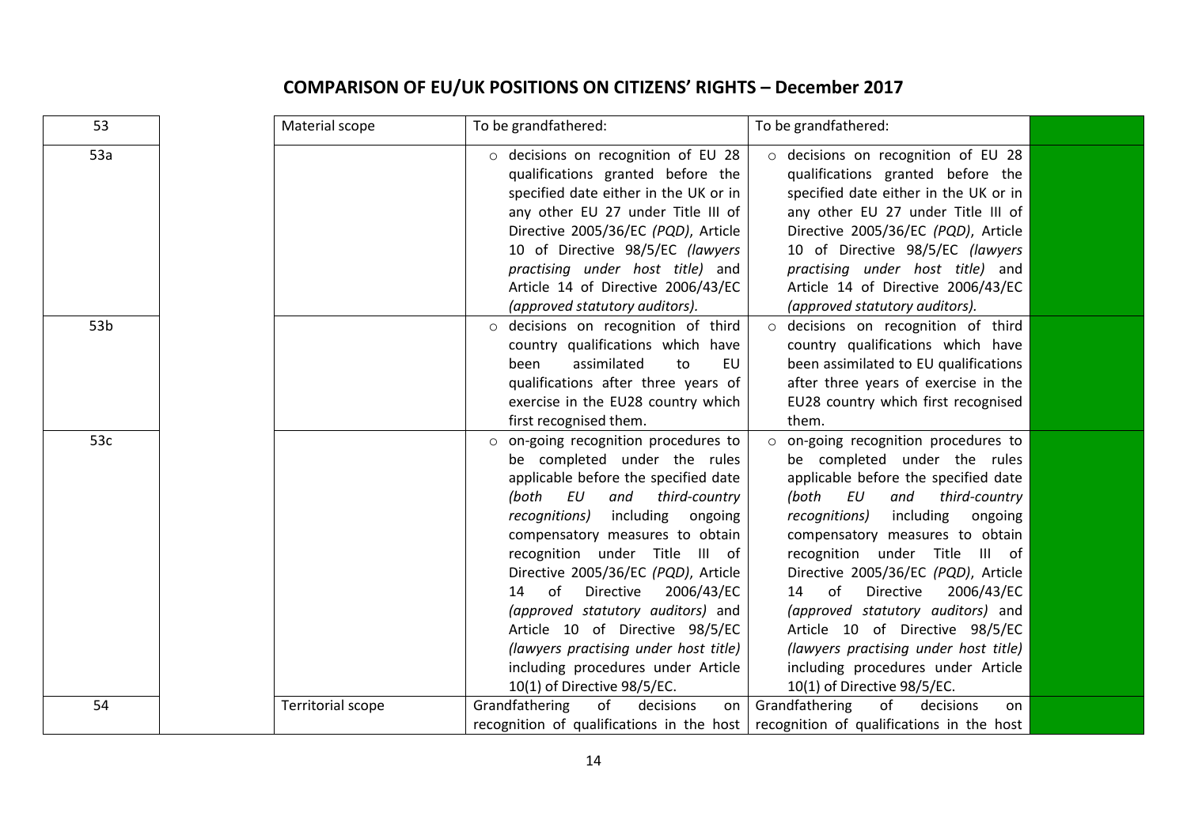# COMPARISON OF EU/UK POSITIONS ON CITIZENS' RIGHTS – December 2017

| | | | | | |
|---|---|---|---|---|---|
| 53 | | Material scope | To be grandfathered: | To be grandfathered: | |
| 53a | | | ○ decisions on recognition of EU 28 qualifications granted before the specified date either in the UK or in any other EU 27 under Title III of Directive 2005/36/EC *(PQD)*, Article 10 of Directive 98/5/EC *(lawyers practising under host title)* and Article 14 of Directive 2006/43/EC *(approved statutory auditors).* | ○ decisions on recognition of EU 28 qualifications granted before the specified date either in the UK or in any other EU 27 under Title III of Directive 2005/36/EC *(PQD)*, Article 10 of Directive 98/5/EC *(lawyers practising under host title)* and Article 14 of Directive 2006/43/EC *(approved statutory auditors).* | |
| 53b | | | ○ decisions on recognition of third country qualifications which have been assimilated to EU qualifications after three years of exercise in the EU28 country which first recognised them. | ○ decisions on recognition of third country qualifications which have been assimilated to EU qualifications after three years of exercise in the EU28 country which first recognised them. | |
| 53c | | | ○ on-going recognition procedures to be completed under the rules applicable before the specified date *(both EU and third-country recognitions)* including ongoing compensatory measures to obtain recognition under Title III of Directive 2005/36/EC *(PQD)*, Article 14 of Directive 2006/43/EC *(approved statutory auditors)* and Article 10 of Directive 98/5/EC *(lawyers practising under host title)* including procedures under Article 10(1) of Directive 98/5/EC. | ○ on-going recognition procedures to be completed under the rules applicable before the specified date *(both EU and third-country recognitions)* including ongoing compensatory measures to obtain recognition under Title III of Directive 2005/36/EC *(PQD)*, Article 14 of Directive 2006/43/EC *(approved statutory auditors)* and Article 10 of Directive 98/5/EC *(lawyers practising under host title)* including procedures under Article 10(1) of Directive 98/5/EC. | |
| 54 | | Territorial scope | Grandfathering of decisions on recognition of qualifications in the host | Grandfathering of decisions on recognition of qualifications in the host | |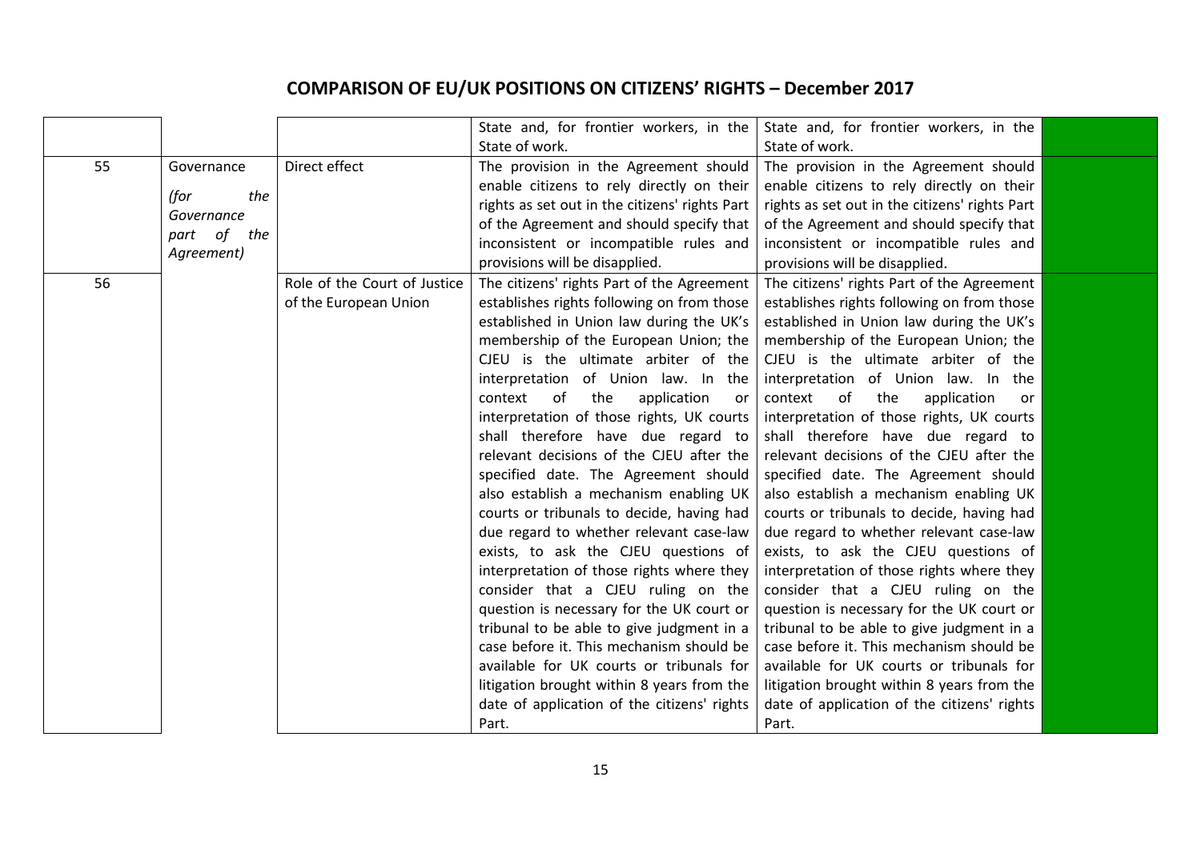# COMPARISON OF EU/UK POSITIONS ON CITIZENS' RIGHTS – December 2017

| | | | | | |
|---|---|---|---|---|---|
| | | | State and, for frontier workers, in the State of work. | State and, for frontier workers, in the State of work. | |
| 55 | Governance *(for the Governance part of the Agreement)* | Direct effect | The provision in the Agreement should enable citizens to rely directly on their rights as set out in the citizens' rights Part of the Agreement and should specify that inconsistent or incompatible rules and provisions will be disapplied. | The provision in the Agreement should enable citizens to rely directly on their rights as set out in the citizens' rights Part of the Agreement and should specify that inconsistent or incompatible rules and provisions will be disapplied. | |
| 56 | | Role of the Court of Justice of the European Union | The citizens' rights Part of the Agreement establishes rights following on from those established in Union law during the UK's membership of the European Union; the CJEU is the ultimate arbiter of the interpretation of Union law. In the context of the application or interpretation of those rights, UK courts shall therefore have due regard to relevant decisions of the CJEU after the specified date. The Agreement should also establish a mechanism enabling UK courts or tribunals to decide, having had due regard to whether relevant case-law exists, to ask the CJEU questions of interpretation of those rights where they consider that a CJEU ruling on the question is necessary for the UK court or tribunal to be able to give judgment in a case before it. This mechanism should be available for UK courts or tribunals for litigation brought within 8 years from the date of application of the citizens' rights Part. | The citizens' rights Part of the Agreement establishes rights following on from those established in Union law during the UK's membership of the European Union; the CJEU is the ultimate arbiter of the interpretation of Union law. In the context of the application or interpretation of those rights, UK courts shall therefore have due regard to relevant decisions of the CJEU after the specified date. The Agreement should also establish a mechanism enabling UK courts or tribunals to decide, having had due regard to whether relevant case-law exists, to ask the CJEU questions of interpretation of those rights where they consider that a CJEU ruling on the question is necessary for the UK court or tribunal to be able to give judgment in a case before it. This mechanism should be available for UK courts or tribunals for litigation brought within 8 years from the date of application of the citizens' rights Part. | |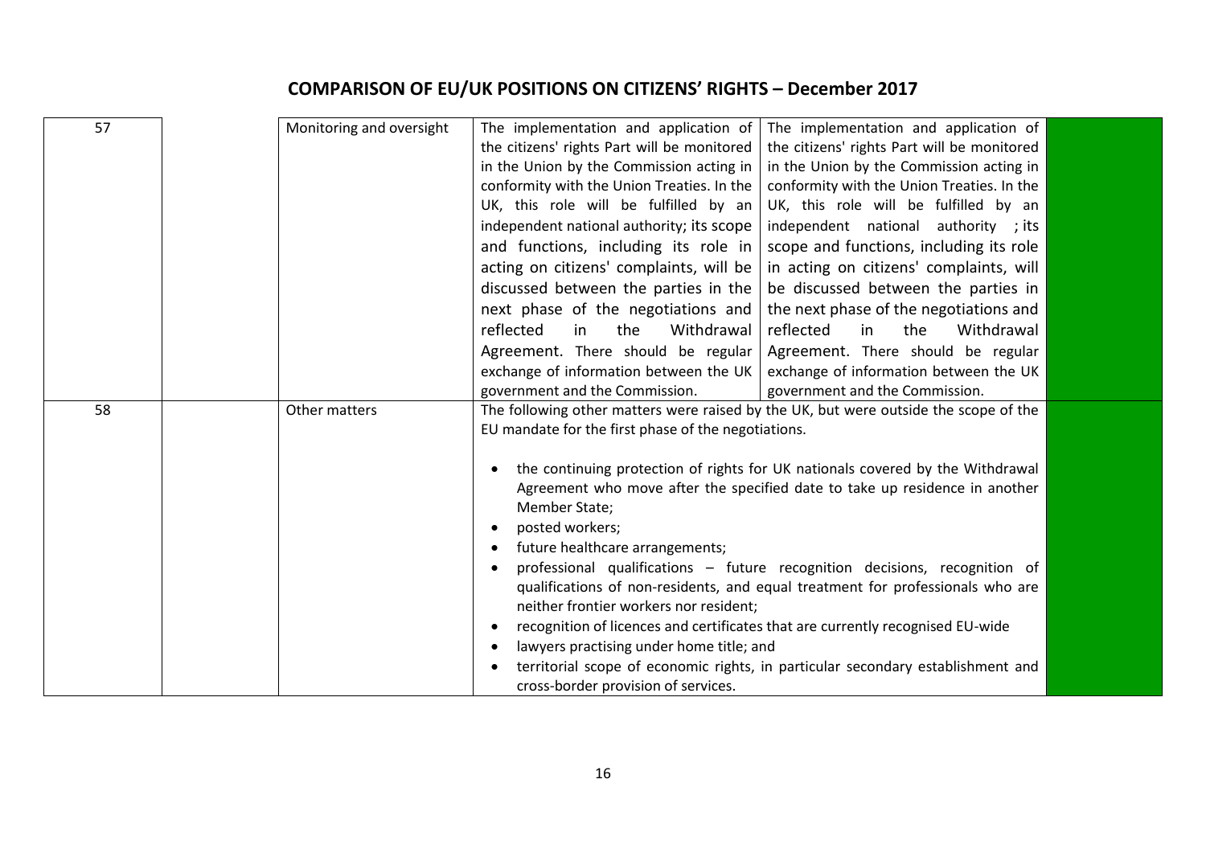# COMPARISON OF EU/UK POSITIONS ON CITIZENS' RIGHTS – December 2017

| | | | | | |
|---|---|---|---|---|---|
| 57 | | Monitoring and oversight | The implementation and application of the citizens' rights Part will be monitored in the Union by the Commission acting in conformity with the Union Treaties. In the UK, this role will be fulfilled by an independent national authority; its scope and functions, including its role in acting on citizens' complaints, will be discussed between the parties in the next phase of the negotiations and reflected in the Withdrawal Agreement. There should be regular exchange of information between the UK government and the Commission. | The implementation and application of the citizens' rights Part will be monitored in the Union by the Commission acting in conformity with the Union Treaties. In the UK, this role will be fulfilled by an independent national authority ; its scope and functions, including its role in acting on citizens' complaints, will be discussed between the parties in the next phase of the negotiations and reflected in the Withdrawal Agreement. There should be regular exchange of information between the UK government and the Commission. | |
| 58 | | Other matters | The following other matters were raised by the UK, but were outside the scope of the EU mandate for the first phase of the negotiations.<br><br>• the continuing protection of rights for UK nationals covered by the Withdrawal Agreement who move after the specified date to take up residence in another Member State;<br>• posted workers;<br>• future healthcare arrangements;<br>• professional qualifications – future recognition decisions, recognition of qualifications of non-residents, and equal treatment for professionals who are neither frontier workers nor resident;<br>• recognition of licences and certificates that are currently recognised EU-wide<br>• lawyers practising under home title; and<br>• territorial scope of economic rights, in particular secondary establishment and cross-border provision of services. | | |